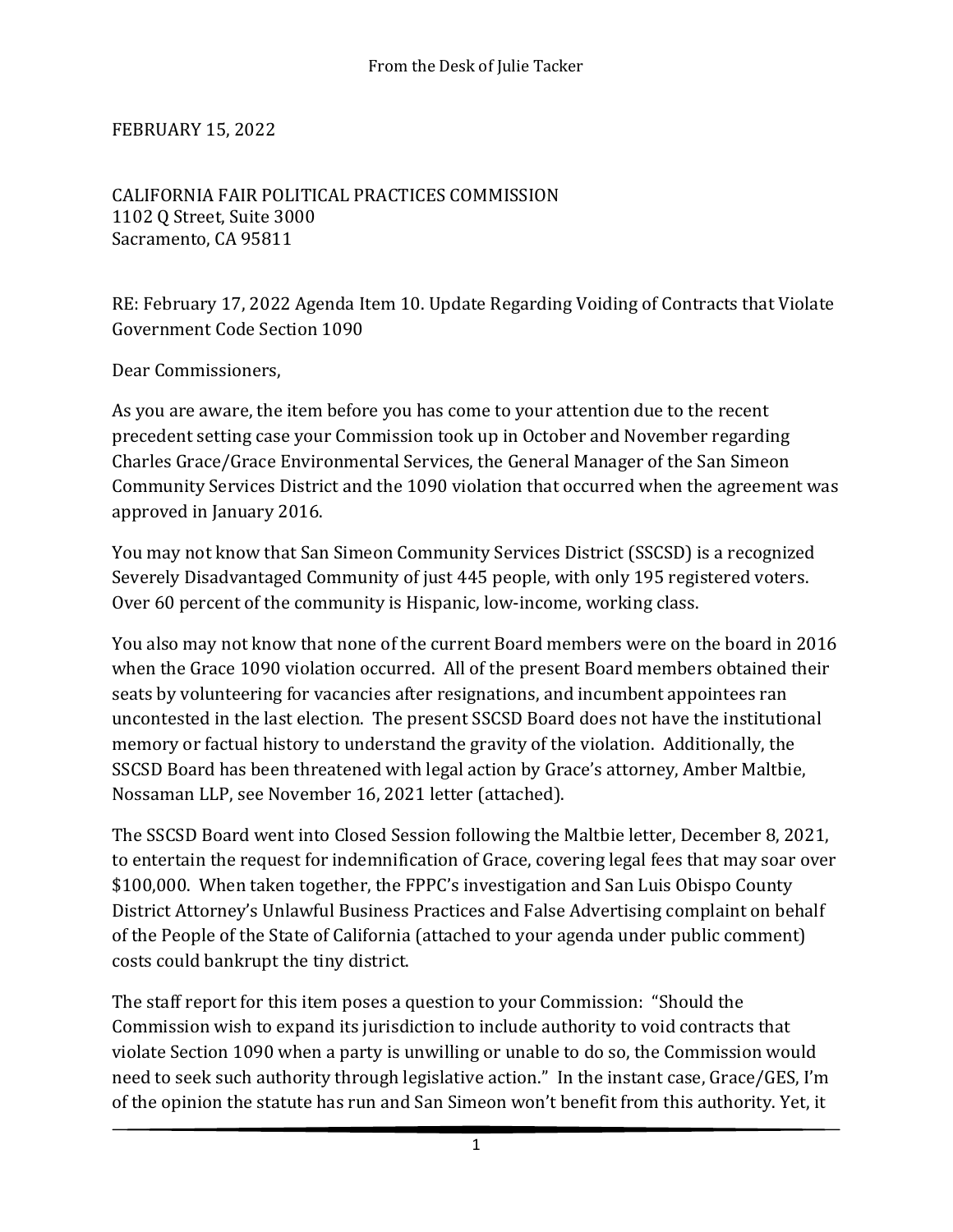From the Desk of Julie Tacker

FEBRUARY 15, 2022

CALIFORNIA FAIR POLITICAL PRACTICES COMMISSION
1102 Q Street, Suite 3000
Sacramento, CA 95811

RE: February 17, 2022 Agenda Item 10. Update Regarding Voiding of Contracts that Violate Government Code Section 1090

Dear Commissioners,

As you are aware, the item before you has come to your attention due to the recent precedent setting case your Commission took up in October and November regarding Charles Grace/Grace Environmental Services, the General Manager of the San Simeon Community Services District and the 1090 violation that occurred when the agreement was approved in January 2016.

You may not know that San Simeon Community Services District (SSCSD) is a recognized Severely Disadvantaged Community of just 445 people, with only 195 registered voters. Over 60 percent of the community is Hispanic, low-income, working class.

You also may not know that none of the current Board members were on the board in 2016 when the Grace 1090 violation occurred. All of the present Board members obtained their seats by volunteering for vacancies after resignations, and incumbent appointees ran uncontested in the last election. The present SSCSD Board does not have the institutional memory or factual history to understand the gravity of the violation. Additionally, the SSCSD Board has been threatened with legal action by Grace's attorney, Amber Maltbie, Nossaman LLP, see November 16, 2021 letter (attached).

The SSCSD Board went into Closed Session following the Maltbie letter, December 8, 2021, to entertain the request for indemnification of Grace, covering legal fees that may soar over $100,000. When taken together, the FPPC's investigation and San Luis Obispo County District Attorney's Unlawful Business Practices and False Advertising complaint on behalf of the People of the State of California (attached to your agenda under public comment) costs could bankrupt the tiny district.

The staff report for this item poses a question to your Commission: "Should the Commission wish to expand its jurisdiction to include authority to void contracts that violate Section 1090 when a party is unwilling or unable to do so, the Commission would need to seek such authority through legislative action." In the instant case, Grace/GES, I'm of the opinion the statute has run and San Simeon won't benefit from this authority. Yet, it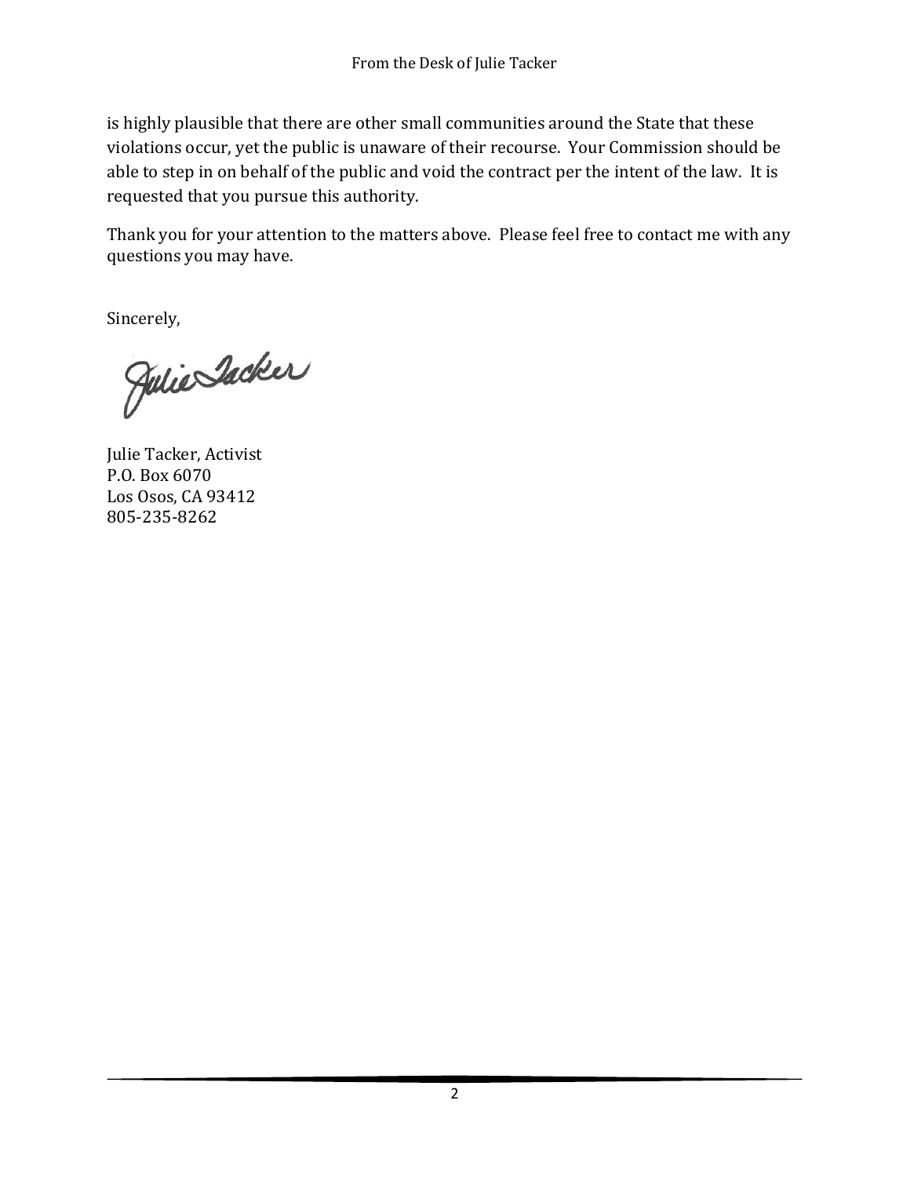is highly plausible that there are other small communities around the State that these violations occur, yet the public is unaware of their recourse. Your Commission should be able to step in on behalf of the public and void the contract per the intent of the law. It is requested that you pursue this authority.

Thank you for your attention to the matters above. Please feel free to contact me with any questions you may have.

Sincerely,

Julie Tacker, Activist
P.O. Box 6070
Los Osos, CA 93412
805-235-8262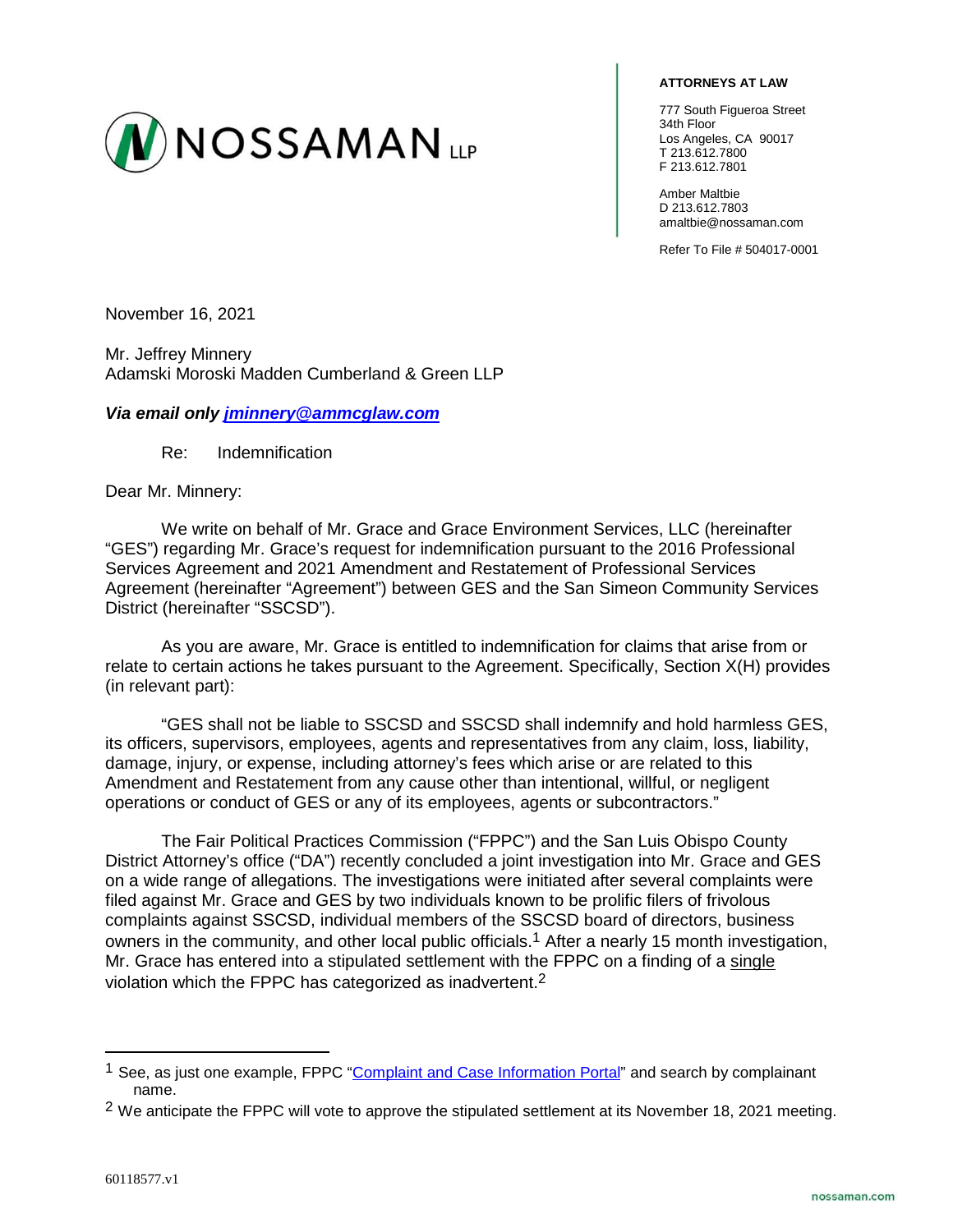NOSSAMAN LLP

**ATTORNEYS AT LAW**

777 South Figueroa Street
34th Floor
Los Angeles, CA 90017
T 213.612.7800
F 213.612.7801

Amber Maltbie
D 213.612.7803
amaltbie@nossaman.com

Refer To File # 504017-0001

November 16, 2021

Mr. Jeffrey Minnery
Adamski Moroski Madden Cumberland & Green LLP

***Via email only [jminnery@ammcglaw.com](mailto:jminnery@ammcglaw.com)***

Re: Indemnification

Dear Mr. Minnery:

We write on behalf of Mr. Grace and Grace Environment Services, LLC (hereinafter "GES") regarding Mr. Grace's request for indemnification pursuant to the 2016 Professional Services Agreement and 2021 Amendment and Restatement of Professional Services Agreement (hereinafter "Agreement") between GES and the San Simeon Community Services District (hereinafter "SSCSD").

As you are aware, Mr. Grace is entitled to indemnification for claims that arise from or relate to certain actions he takes pursuant to the Agreement. Specifically, Section X(H) provides (in relevant part):

"GES shall not be liable to SSCSD and SSCSD shall indemnify and hold harmless GES, its officers, supervisors, employees, agents and representatives from any claim, loss, liability, damage, injury, or expense, including attorney's fees which arise or are related to this Amendment and Restatement from any cause other than intentional, willful, or negligent operations or conduct of GES or any of its employees, agents or subcontractors."

The Fair Political Practices Commission ("FPPC") and the San Luis Obispo County District Attorney's office ("DA") recently concluded a joint investigation into Mr. Grace and GES on a wide range of allegations. The investigations were initiated after several complaints were filed against Mr. Grace and GES by two individuals known to be prolific filers of frivolous complaints against SSCSD, individual members of the SSCSD board of directors, business owners in the community, and other local public officials.[1] After a nearly 15 month investigation, Mr. Grace has entered into a stipulated settlement with the FPPC on a finding of a <u>single</u> violation which the FPPC has categorized as inadvertent.[2]

---

[1] See, as just one example, FPPC "Complaint and Case Information Portal" and search by complainant name.

[2] We anticipate the FPPC will vote to approve the stipulated settlement at its November 18, 2021 meeting.

60118577.v1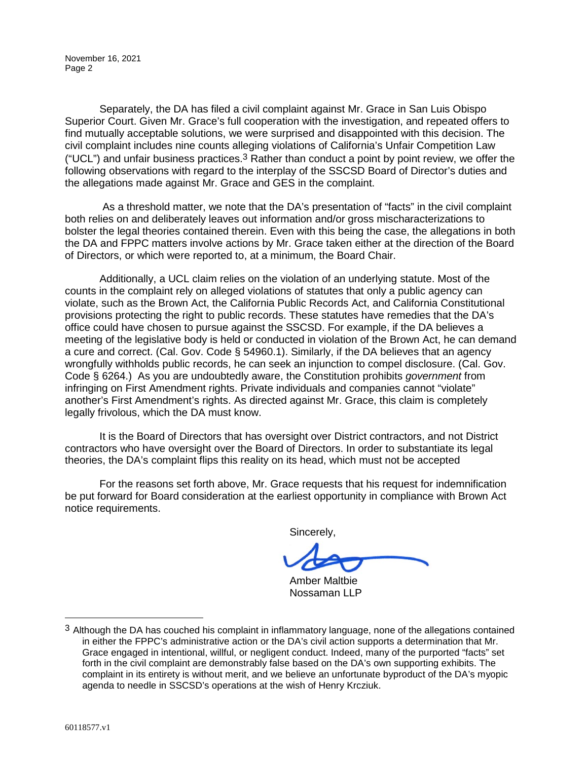Separately, the DA has filed a civil complaint against Mr. Grace in San Luis Obispo Superior Court. Given Mr. Grace's full cooperation with the investigation, and repeated offers to find mutually acceptable solutions, we were surprised and disappointed with this decision. The civil complaint includes nine counts alleging violations of California's Unfair Competition Law ("UCL") and unfair business practices.[3] Rather than conduct a point by point review, we offer the following observations with regard to the interplay of the SSCSD Board of Director's duties and the allegations made against Mr. Grace and GES in the complaint.

As a threshold matter, we note that the DA's presentation of "facts" in the civil complaint both relies on and deliberately leaves out information and/or gross mischaracterizations to bolster the legal theories contained therein. Even with this being the case, the allegations in both the DA and FPPC matters involve actions by Mr. Grace taken either at the direction of the Board of Directors, or which were reported to, at a minimum, the Board Chair.

Additionally, a UCL claim relies on the violation of an underlying statute. Most of the counts in the complaint rely on alleged violations of statutes that only a public agency can violate, such as the Brown Act, the California Public Records Act, and California Constitutional provisions protecting the right to public records. These statutes have remedies that the DA's office could have chosen to pursue against the SSCSD. For example, if the DA believes a meeting of the legislative body is held or conducted in violation of the Brown Act, he can demand a cure and correct. (Cal. Gov. Code § 54960.1). Similarly, if the DA believes that an agency wrongfully withholds public records, he can seek an injunction to compel disclosure. (Cal. Gov. Code § 6264.) As you are undoubtedly aware, the Constitution prohibits *government* from infringing on First Amendment rights. Private individuals and companies cannot "violate" another's First Amendment's rights. As directed against Mr. Grace, this claim is completely legally frivolous, which the DA must know.

It is the Board of Directors that has oversight over District contractors, and not District contractors who have oversight over the Board of Directors. In order to substantiate its legal theories, the DA's complaint flips this reality on its head, which must not be accepted

For the reasons set forth above, Mr. Grace requests that his request for indemnification be put forward for Board consideration at the earliest opportunity in compliance with Brown Act notice requirements.

Sincerely,

Amber Maltbie
Nossaman LLP

---

[3] Although the DA has couched his complaint in inflammatory language, none of the allegations contained in either the FPPC's administrative action or the DA's civil action supports a determination that Mr. Grace engaged in intentional, willful, or negligent conduct. Indeed, many of the purported "facts" set forth in the civil complaint are demonstrably false based on the DA's own supporting exhibits. The complaint in its entirety is without merit, and we believe an unfortunate byproduct of the DA's myopic agenda to needle in SSCSD's operations at the wish of Henry Krcziuk.

60118577.v1